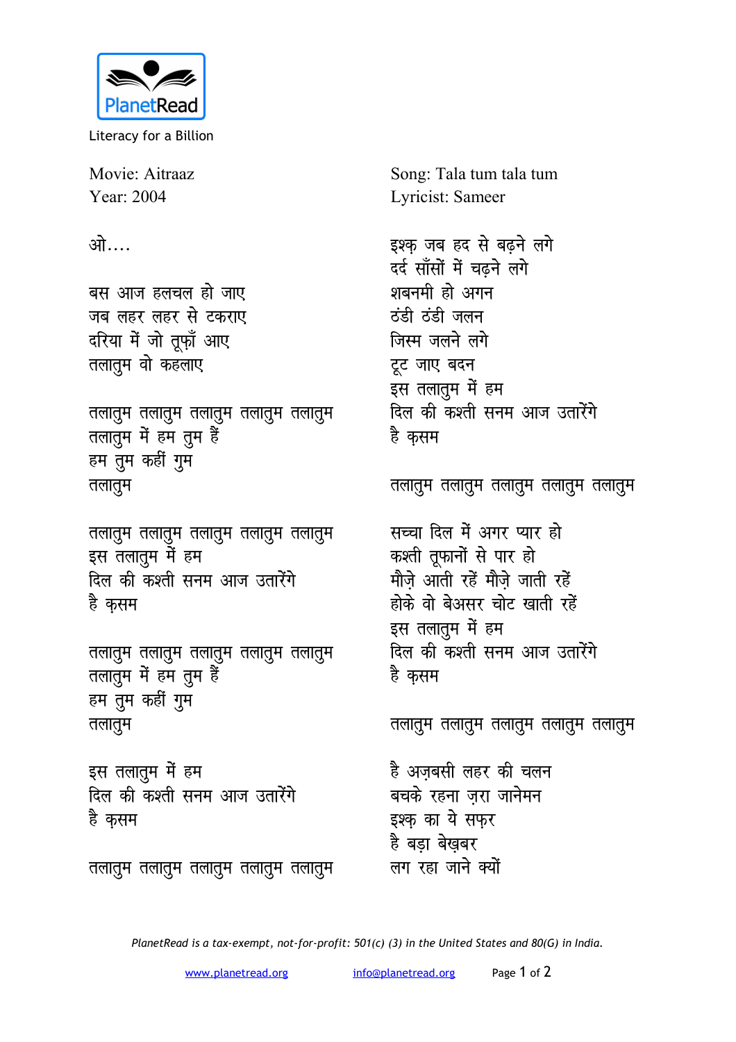PlanetRead

Literacy for a Billion

Movie: Aitraaz
Year: 2004

Song: Tala tum tala tum
Lyricist: Sameer

ओ....

बस आज हलचल हो जाए
जब लहर लहर से टकराए
दरिया में जो तूफ़ाँ आए
तलातुम वो कहलाए

तलातुम तलातुम तलातुम तलातुम तलातुम
तलातुम में हम तुम हैं
हम तुम कहीं गुम
तलातुम

तलातुम तलातुम तलातुम तलातुम तलातुम
इस तलातुम में हम
दिल की कश्ती सनम आज उतारेंगे
है क़सम

तलातुम तलातुम तलातुम तलातुम तलातुम
तलातुम में हम तुम हैं
हम तुम कहीं गुम
तलातुम

इस तलातुम में हम
दिल की कश्ती सनम आज उतारेंगे
है क़सम

तलातुम तलातुम तलातुम तलातुम तलातुम

इश्क़ जब हद से बढ़ने लगे
दर्द साँसों में चढ़ने लगे
शबनमी हो अगन
ठंडी ठंडी जलन
जिस्म जलने लगे
टूट जाए बदन
इस तलातुम में हम
दिल की कश्ती सनम आज उतारेंगे
है क़सम

तलातुम तलातुम तलातुम तलातुम तलातुम

सच्चा दिल में अगर प्यार हो
कश्ती तूफ़ानों से पार हो
मौज़े आती रहें मौज़े जाती रहें
होके वो बेअसर चोट खाती रहें
इस तलातुम में हम
दिल की कश्ती सनम आज उतारेंगे
है क़सम

तलातुम तलातुम तलातुम तलातुम तलातुम

है अज़बसी लहर की चलन
बचके रहना ज़रा जानेमन
इश्क़ का ये सफ़र
है बड़ा बेख़बर
लग रहा जाने क्यों

*PlanetRead is a tax-exempt, not-for-profit: 501(c) (3) in the United States and 80(G) in India.*

www.planetread.org info@planetread.org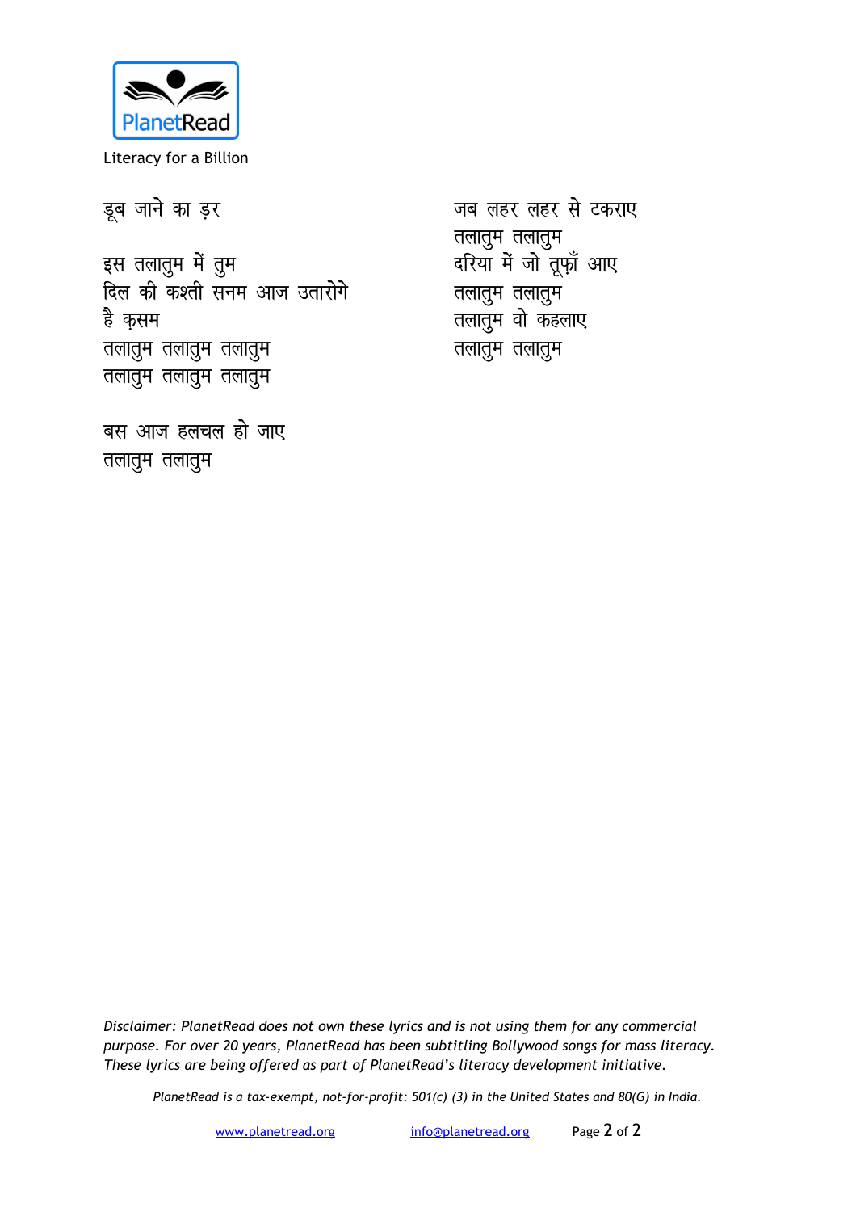Literacy for a Billion

डूब जाने का ड़र

इस तलातुम में तुम  
दिल की कश्ती सनम आज उतारोगे  
है क़सम  
तलातुम तलातुम तलातुम  
तलातुम तलातुम तलातुम

बस आज हलचल हो जाए  
तलातुम तलातुम

जब लहर लहर से टकराए  
तलातुम तलातुम  
दरिया में जो तूफ़ाँ आए  
तलातुम तलातुम  
तलातुम वो कहलाए  
तलातुम तलातुम

*Disclaimer: PlanetRead does not own these lyrics and is not using them for any commercial purpose. For over 20 years, PlanetRead has been subtitling Bollywood songs for mass literacy. These lyrics are being offered as part of PlanetRead's literacy development initiative.*

*PlanetRead is a tax-exempt, not-for-profit: 501(c) (3) in the United States and 80(G) in India.*

www.planetread.org info@planetread.org